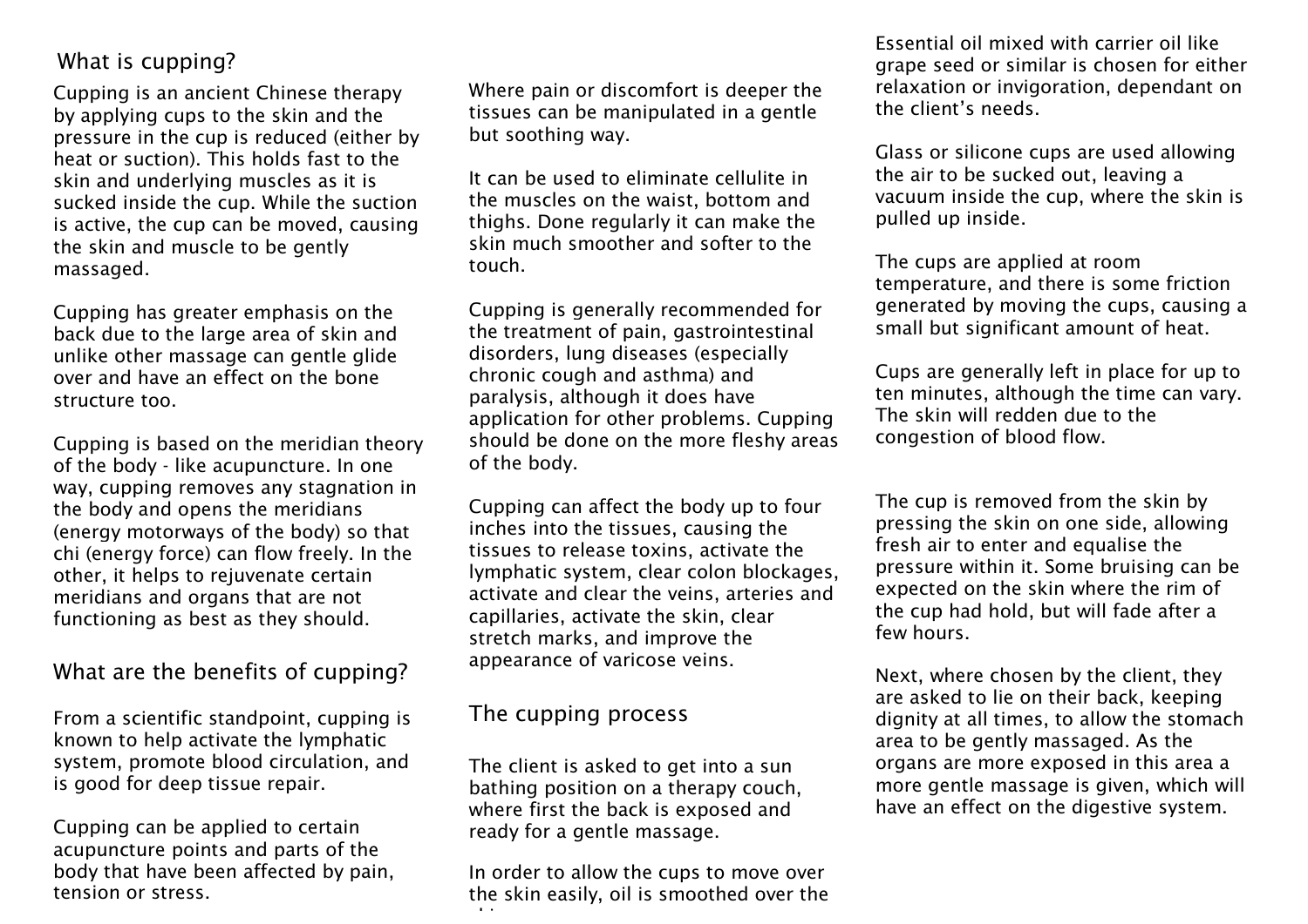## What is cupping?

Cupping is an ancient Chinese therapy by applying cups to the skin and the pressure in the cup is reduced (either by heat or suction). This holds fast to the skin and underlying muscles as it is sucked inside the cup. While the suction is active, the cup can be moved, causing the skin and muscle to be gently massaged.

Cupping has greater emphasis on the back due to the large area of skin and unlike other massage can gentle glide over and have an effect on the bone structure too.

Cupping is based on the meridian theory of the body - like acupuncture. In one way, cupping removes any stagnation in the body and opens the meridians (energy motorways of the body) so that chi (energy force) can flow freely. In the other, it helps to rejuvenate certain meridians and organs that are not functioning as best as they should.

## What are the benefits of cupping?

From a scientific standpoint, cupping is known to help activate the lymphatic system, promote blood circulation, and is good for deep tissue repair.

Cupping can be applied to certain acupuncture points and parts of the body that have been affected by pain, tension or stress.

Where pain or discomfort is deeper the tissues can be manipulated in a gentle but soothing way.

It can be used to eliminate cellulite in the muscles on the waist, bottom and thighs. Done regularly it can make the skin much smoother and softer to the touch.

Cupping is generally recommended for the treatment of pain, gastrointestinal disorders, lung diseases (especially chronic cough and asthma) and paralysis, although it does have application for other problems. Cupping should be done on the more fleshy areas of the body.

Cupping can affect the body up to four inches into the tissues, causing the tissues to release toxins, activate the lymphatic system, clear colon blockages, activate and clear the veins, arteries and capillaries, activate the skin, clear stretch marks, and improve the appearance of varicose veins.

## The cupping process

The client is asked to get into a sun bathing position on a therapy couch, where first the back is exposed and ready for a gentle massage.

In order to allow the cups to move over the skin easily, oil is smoothed over the skin.

Essential oil mixed with carrier oil like grape seed or similar is chosen for either relaxation or invigoration, dependant on the client's needs.

Glass or silicone cups are used allowing the air to be sucked out, leaving a vacuum inside the cup, where the skin is pulled up inside.

The cups are applied at room temperature, and there is some friction generated by moving the cups, causing a small but significant amount of heat.

Cups are generally left in place for up to ten minutes, although the time can vary. The skin will redden due to the congestion of blood flow.

The cup is removed from the skin by pressing the skin on one side, allowing fresh air to enter and equalise the pressure within it. Some bruising can be expected on the skin where the rim of the cup had hold, but will fade after a few hours.

Next, where chosen by the client, they are asked to lie on their back, keeping dignity at all times, to allow the stomach area to be gently massaged. As the organs are more exposed in this area a more gentle massage is given, which will have an effect on the digestive system.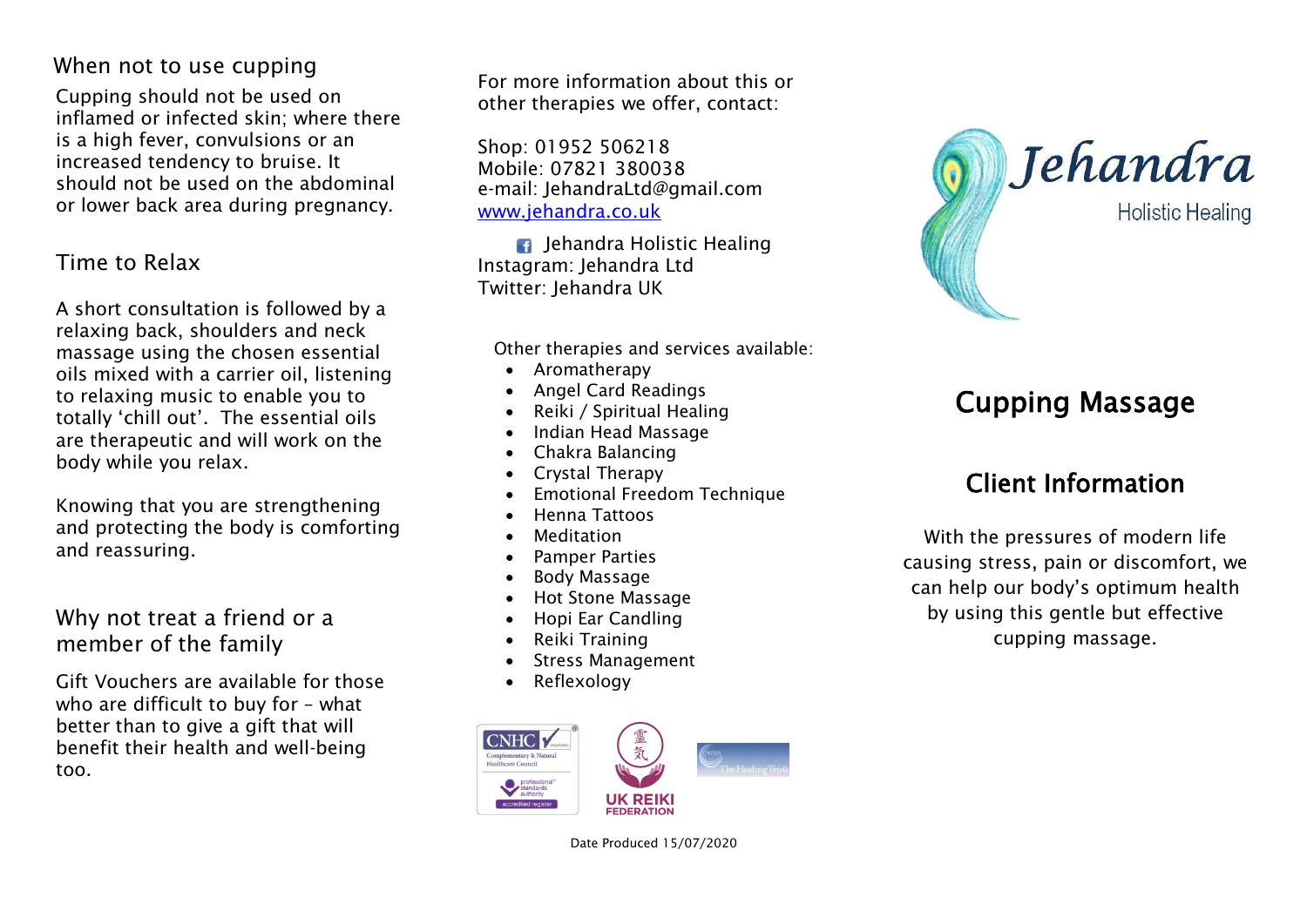## When not to use cupping

Cupping should not be used on inflamed or infected skin; where there is a high fever, convulsions or an increased tendency to bruise. It should not be used on the abdominal or lower back area during pregnancy.

## Time to Relax

A short consultation is followed by a relaxing back, shoulders and neck massage using the chosen essential oils mixed with a carrier oil, listening to relaxing music to enable you to totally 'chill out'. The essential oils are therapeutic and will work on the body while you relax.

Knowing that you are strengthening and protecting the body is comforting and reassuring.

## Why not treat a friend or a member of the family

Gift Vouchers are available for those who are difficult to buy for – what better than to give a gift that will benefit their health and well-being too.

For more information about this or other therapies we offer, contact:

Shop: 01952 506218
Mobile: 07821 380038
e-mail: JehandraLtd@gmail.com
www.jehandra.co.uk

Jehandra Holistic Healing
Instagram: Jehandra Ltd
Twitter: Jehandra UK

Other therapies and services available:

- Aromatherapy
- Angel Card Readings
- Reiki / Spiritual Healing
- Indian Head Massage
- Chakra Balancing
- Crystal Therapy
- Emotional Freedom Technique
- Henna Tattoos
- Meditation
- Pamper Parties
- Body Massage
- Hot Stone Massage
- Hopi Ear Candling
- Reiki Training
- Stress Management
- Reflexology

CNHC Complementary & Natural Healthcare Council – professional standards authority accredited register

UK REIKI FEDERATION

The Healing Trust

Date Produced 15/07/2020

# Jehandra

Holistic Healing

# Cupping Massage

## Client Information

With the pressures of modern life causing stress, pain or discomfort, we can help our body's optimum health by using this gentle but effective cupping massage.